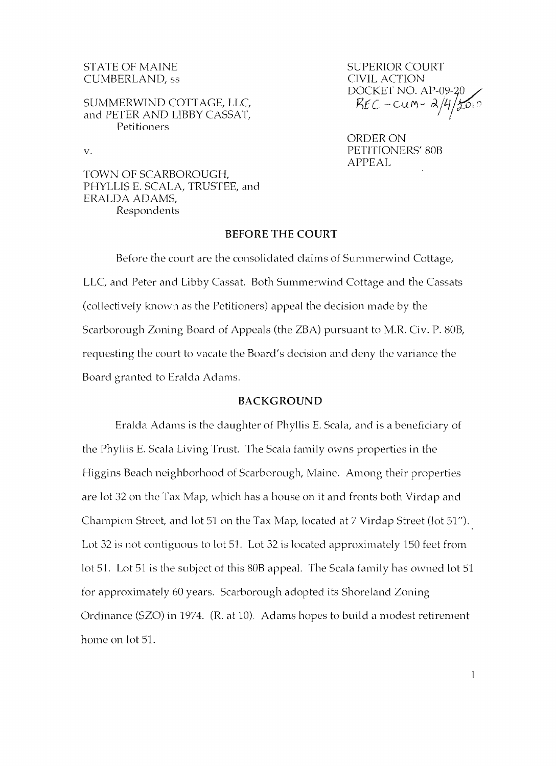STATE OF MAINE
CUMBERLAND, ss

SUPERIOR COURT
CIVIL ACTION
DOCKET NO. AP-09-20
REC - CUM - 2/4/2010

SUMMERWIND COTTAGE, LLC,
and PETER AND LIBBY CASSAT,
Petitioners

v.

ORDER ON
PETITIONERS' 80B
APPEAL

TOWN OF SCARBOROUGH,
PHYLLIS E. SCALA, TRUSTEE, and
ERALDA ADAMS,
Respondents

## BEFORE THE COURT

Before the court are the consolidated claims of Summerwind Cottage, LLC, and Peter and Libby Cassat. Both Summerwind Cottage and the Cassats (collectively known as the Petitioners) appeal the decision made by the Scarborough Zoning Board of Appeals (the ZBA) pursuant to M.R. Civ. P. 80B, requesting the court to vacate the Board's decision and deny the variance the Board granted to Eralda Adams.

## BACKGROUND

Eralda Adams is the daughter of Phyllis E. Scala, and is a beneficiary of the Phyllis E. Scala Living Trust. The Scala family owns properties in the Higgins Beach neighborhood of Scarborough, Maine. Among their properties are lot 32 on the Tax Map, which has a house on it and fronts both Virdap and Champion Street, and lot 51 on the Tax Map, located at 7 Virdap Street (lot 51"). Lot 32 is not contiguous to lot 51. Lot 32 is located approximately 150 feet from lot 51. Lot 51 is the subject of this 80B appeal. The Scala family has owned lot 51 for approximately 60 years. Scarborough adopted its Shoreland Zoning Ordinance (SZO) in 1974. (R. at 10). Adams hopes to build a modest retirement home on lot 51.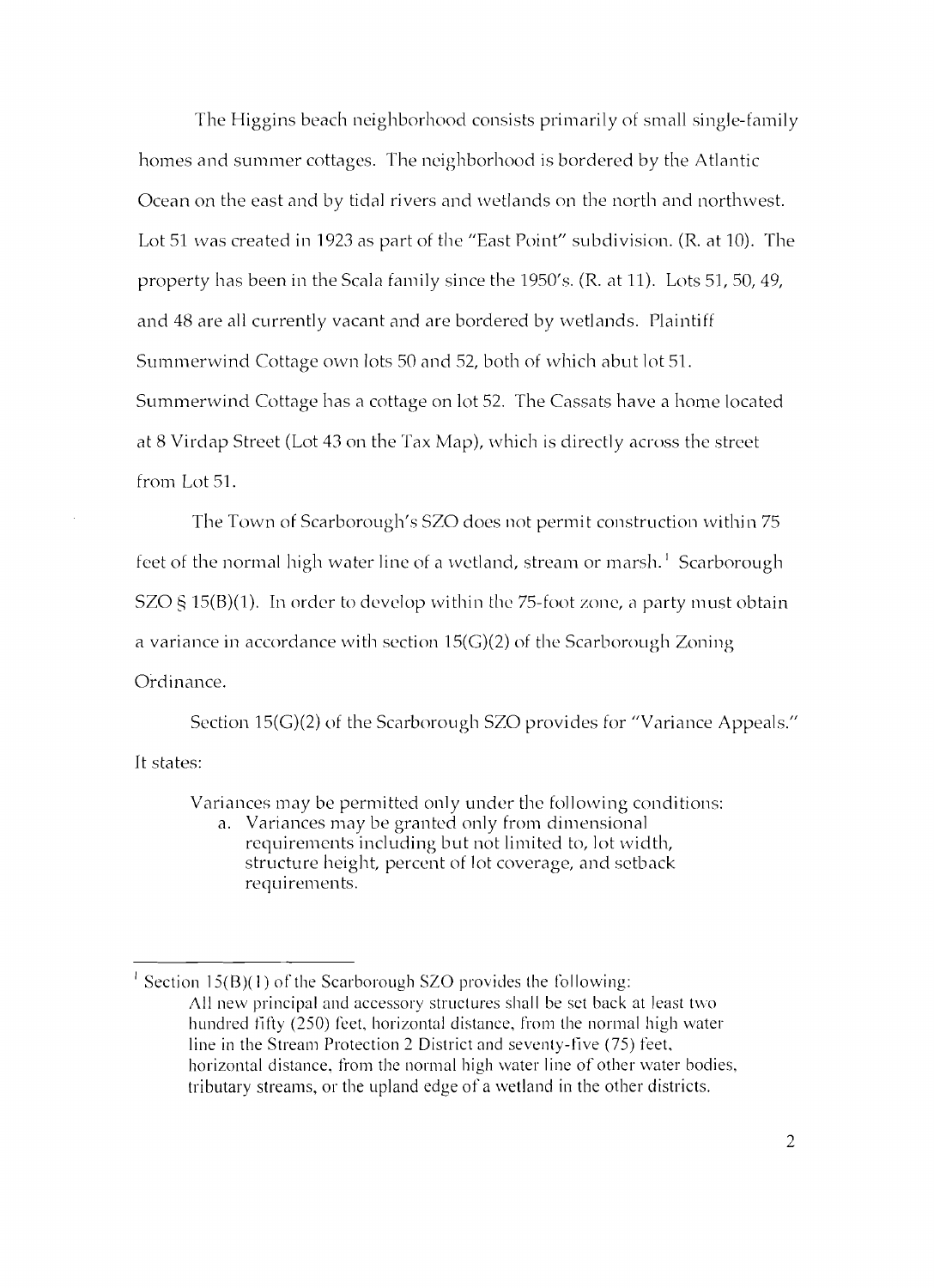The Higgins beach neighborhood consists primarily of small single-family homes and summer cottages. The neighborhood is bordered by the Atlantic Ocean on the east and by tidal rivers and wetlands on the north and northwest. Lot 51 was created in 1923 as part of the "East Point" subdivision. (R. at 10). The property has been in the Scala family since the 1950's. (R. at 11). Lots 51, 50, 49, and 48 are all currently vacant and are bordered by wetlands. Plaintiff Summerwind Cottage own lots 50 and 52, both of which abut lot 51. Summerwind Cottage has a cottage on lot 52. The Cassats have a home located at 8 Virdap Street (Lot 43 on the Tax Map), which is directly across the street from Lot 51.

The Town of Scarborough's SZO does not permit construction within 75 feet of the normal high water line of a wetland, stream or marsh.[1] Scarborough SZO § 15(B)(1). In order to develop within the 75-foot zone, a party must obtain a variance in accordance with section 15(G)(2) of the Scarborough Zoning Ordinance.

Section 15(G)(2) of the Scarborough SZO provides for "Variance Appeals." It states:

> Variances may be permitted only under the following conditions:
>
> a. Variances may be granted only from dimensional requirements including but not limited to, lot width, structure height, percent of lot coverage, and setback requirements.

---

[1] Section 15(B)(1) of the Scarborough SZO provides the following:

> All new principal and accessory structures shall be set back at least two hundred fifty (250) feet, horizontal distance, from the normal high water line in the Stream Protection 2 District and seventy-five (75) feet, horizontal distance, from the normal high water line of other water bodies, tributary streams, or the upland edge of a wetland in the other districts.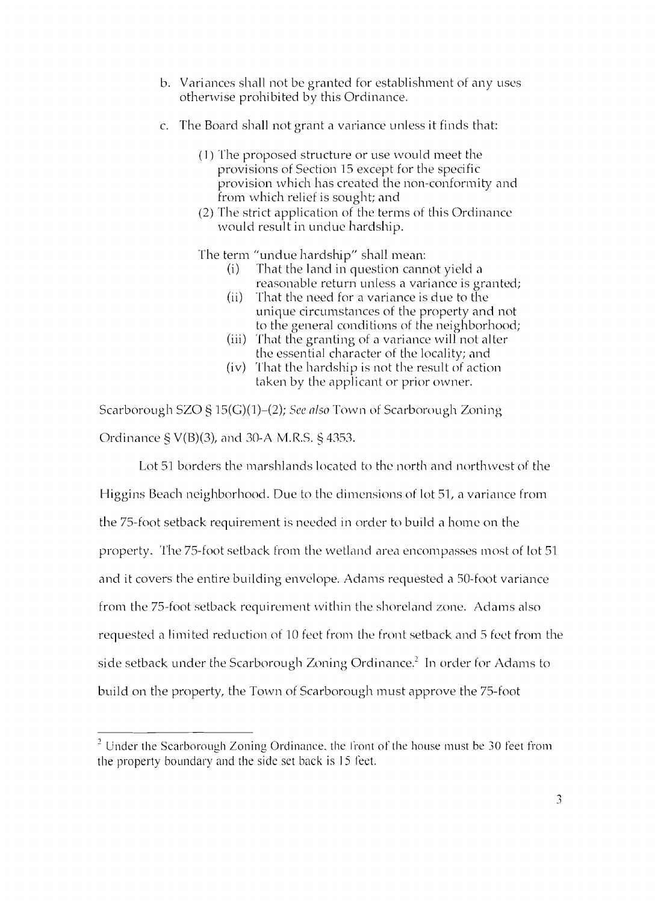b. Variances shall not be granted for establishment of any uses otherwise prohibited by this Ordinance.

c. The Board shall not grant a variance unless it finds that:

   (1) The proposed structure or use would meet the provisions of Section 15 except for the specific provision which has created the non-conformity and from which relief is sought; and
   (2) The strict application of the terms of this Ordinance would result in undue hardship.

   The term "undue hardship" shall mean:

   (i) That the land in question cannot yield a reasonable return unless a variance is granted;
   (ii) That the need for a variance is due to the unique circumstances of the property and not to the general conditions of the neighborhood;
   (iii) That the granting of a variance will not alter the essential character of the locality; and
   (iv) That the hardship is not the result of action taken by the applicant or prior owner.

Scarborough SZO § 15(G)(1)–(2); *See also* Town of Scarborough Zoning Ordinance § V(B)(3), and 30-A M.R.S. § 4353.

Lot 51 borders the marshlands located to the north and northwest of the Higgins Beach neighborhood. Due to the dimensions of lot 51, a variance from the 75-foot setback requirement is needed in order to build a home on the property. The 75-foot setback from the wetland area encompasses most of lot 51 and it covers the entire building envelope. Adams requested a 50-foot variance from the 75-foot setback requirement within the shoreland zone. Adams also requested a limited reduction of 10 feet from the front setback and 5 feet from the side setback under the Scarborough Zoning Ordinance.[2] In order for Adams to build on the property, the Town of Scarborough must approve the 75-foot

[2] Under the Scarborough Zoning Ordinance, the front of the house must be 30 feet from the property boundary and the side set back is 15 feet.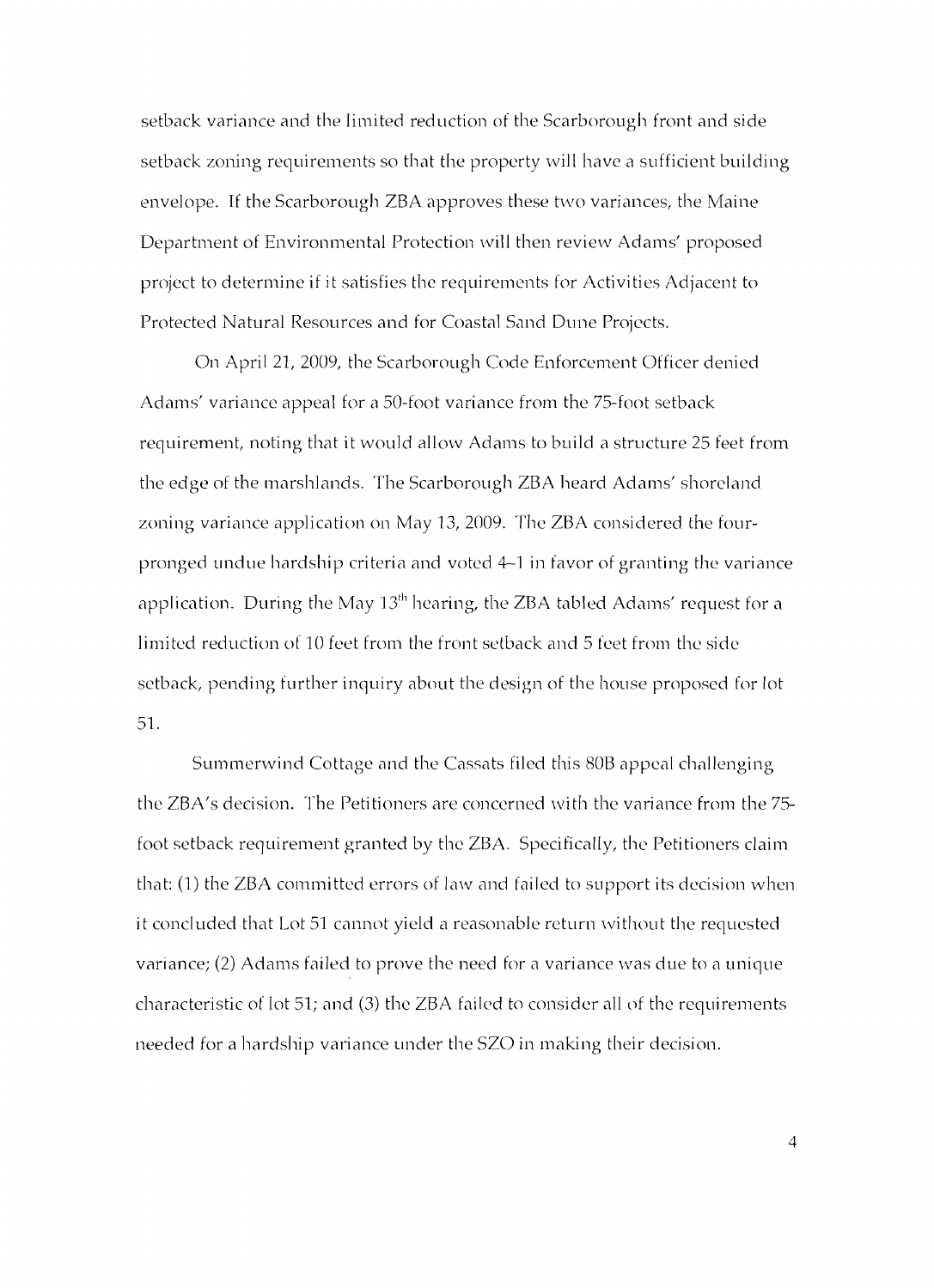setback variance and the limited reduction of the Scarborough front and side setback zoning requirements so that the property will have a sufficient building envelope. If the Scarborough ZBA approves these two variances, the Maine Department of Environmental Protection will then review Adams' proposed project to determine if it satisfies the requirements for Activities Adjacent to Protected Natural Resources and for Coastal Sand Dune Projects.

On April 21, 2009, the Scarborough Code Enforcement Officer denied Adams' variance appeal for a 50-foot variance from the 75-foot setback requirement, noting that it would allow Adams to build a structure 25 feet from the edge of the marshlands. The Scarborough ZBA heard Adams' shoreland zoning variance application on May 13, 2009. The ZBA considered the four-pronged undue hardship criteria and voted 4–1 in favor of granting the variance application. During the May 13th hearing, the ZBA tabled Adams' request for a limited reduction of 10 feet from the front setback and 5 feet from the side setback, pending further inquiry about the design of the house proposed for lot 51.

Summerwind Cottage and the Cassats filed this 80B appeal challenging the ZBA's decision. The Petitioners are concerned with the variance from the 75-foot setback requirement granted by the ZBA. Specifically, the Petitioners claim that: (1) the ZBA committed errors of law and failed to support its decision when it concluded that Lot 51 cannot yield a reasonable return without the requested variance; (2) Adams failed to prove the need for a variance was due to a unique characteristic of lot 51; and (3) the ZBA failed to consider all of the requirements needed for a hardship variance under the SZO in making their decision.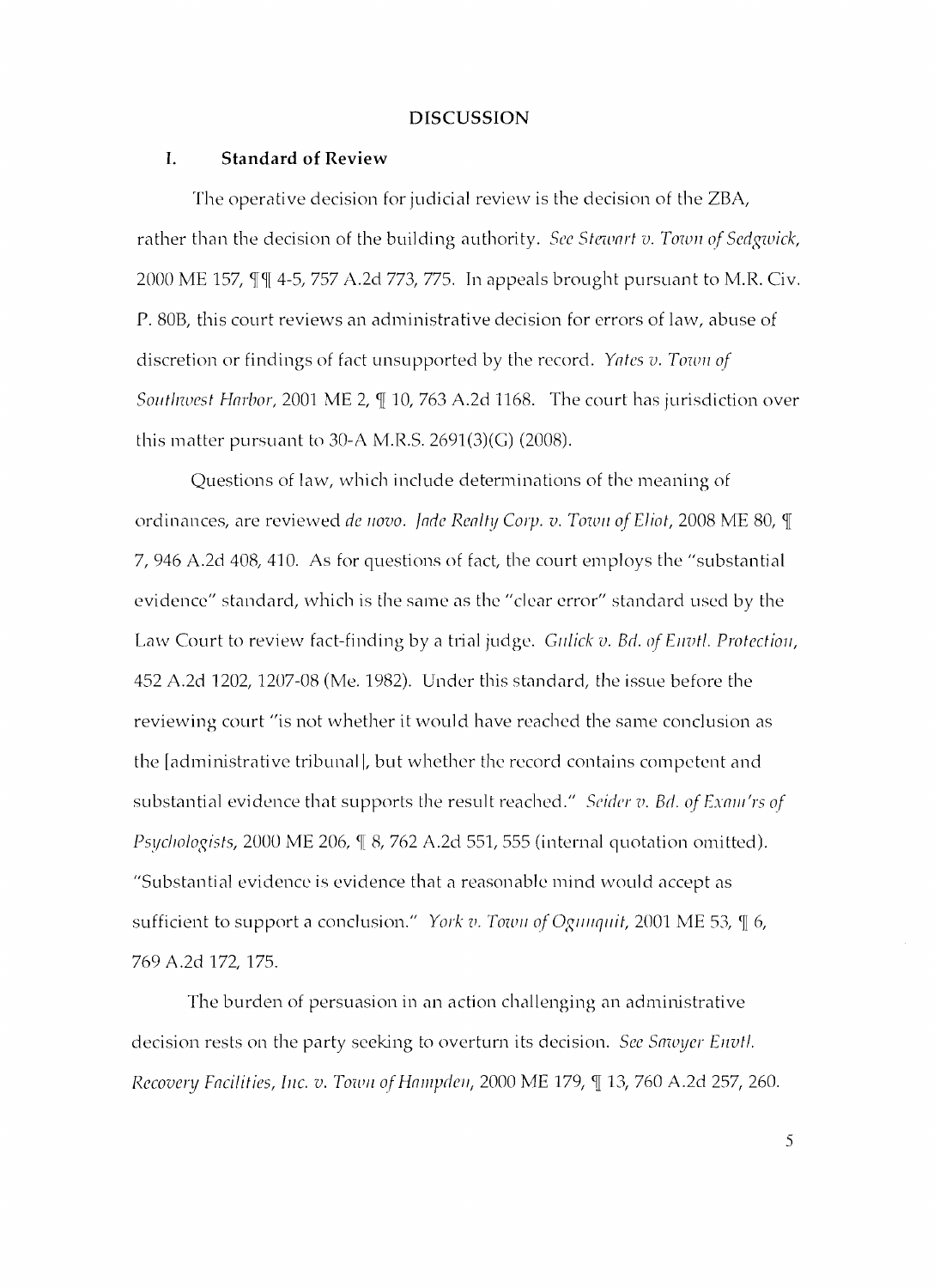## DISCUSSION

### I. Standard of Review

The operative decision for judicial review is the decision of the ZBA, rather than the decision of the building authority. *See Stewart v. Town of Sedgwick*, 2000 ME 157, ¶¶ 4-5, 757 A.2d 773, 775. In appeals brought pursuant to M.R. Civ. P. 80B, this court reviews an administrative decision for errors of law, abuse of discretion or findings of fact unsupported by the record. *Yates v. Town of Southwest Harbor*, 2001 ME 2, ¶ 10, 763 A.2d 1168. The court has jurisdiction over this matter pursuant to 30-A M.R.S. 2691(3)(G) (2008).

Questions of law, which include determinations of the meaning of ordinances, are reviewed *de novo*. *Jade Realty Corp. v. Town of Eliot*, 2008 ME 80, ¶ 7, 946 A.2d 408, 410. As for questions of fact, the court employs the "substantial evidence" standard, which is the same as the "clear error" standard used by the Law Court to review fact-finding by a trial judge. *Gulick v. Bd. of Envtl. Protection*, 452 A.2d 1202, 1207-08 (Me. 1982). Under this standard, the issue before the reviewing court "is not whether it would have reached the same conclusion as the [administrative tribunal], but whether the record contains competent and substantial evidence that supports the result reached." *Seider v. Bd. of Exam'rs of Psychologists*, 2000 ME 206, ¶ 8, 762 A.2d 551, 555 (internal quotation omitted). "Substantial evidence is evidence that a reasonable mind would accept as sufficient to support a conclusion." *York v. Town of Ogunquit*, 2001 ME 53, ¶ 6, 769 A.2d 172, 175.

The burden of persuasion in an action challenging an administrative decision rests on the party seeking to overturn its decision. *See Sawyer Envtl. Recovery Facilities, Inc. v. Town of Hampden*, 2000 ME 179, ¶ 13, 760 A.2d 257, 260.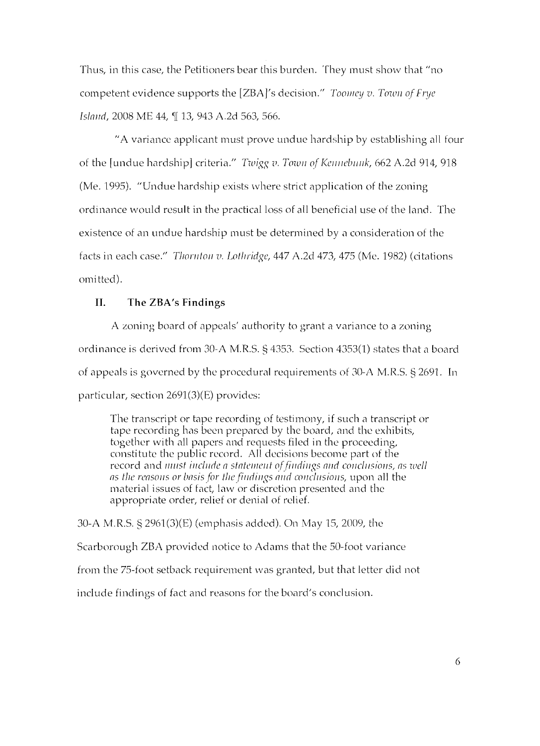Thus, in this case, the Petitioners bear this burden. They must show that "no competent evidence supports the [ZBA]'s decision." *Toomey v. Town of Frye Island*, 2008 ME 44, ¶ 13, 943 A.2d 563, 566.

"A variance applicant must prove undue hardship by establishing all four of the [undue hardship] criteria." *Twigg v. Town of Kennebunk*, 662 A.2d 914, 918 (Me. 1995). "Undue hardship exists where strict application of the zoning ordinance would result in the practical loss of all beneficial use of the land. The existence of an undue hardship must be determined by a consideration of the facts in each case." *Thornton v. Lothridge*, 447 A.2d 473, 475 (Me. 1982) (citations omitted).

## II. The ZBA's Findings

A zoning board of appeals' authority to grant a variance to a zoning ordinance is derived from 30-A M.R.S. § 4353. Section 4353(1) states that a board of appeals is governed by the procedural requirements of 30-A M.R.S. § 2691. In particular, section 2691(3)(E) provides:

> The transcript or tape recording of testimony, if such a transcript or tape recording has been prepared by the board, and the exhibits, together with all papers and requests filed in the proceeding, constitute the public record. All decisions become part of the record and *must include a statement of findings and conclusions, as well as the reasons or basis for the findings and conclusions*, upon all the material issues of fact, law or discretion presented and the appropriate order, relief or denial of relief.

30-A M.R.S. § 2961(3)(E) (emphasis added). On May 15, 2009, the Scarborough ZBA provided notice to Adams that the 50-foot variance from the 75-foot setback requirement was granted, but that letter did not include findings of fact and reasons for the board's conclusion.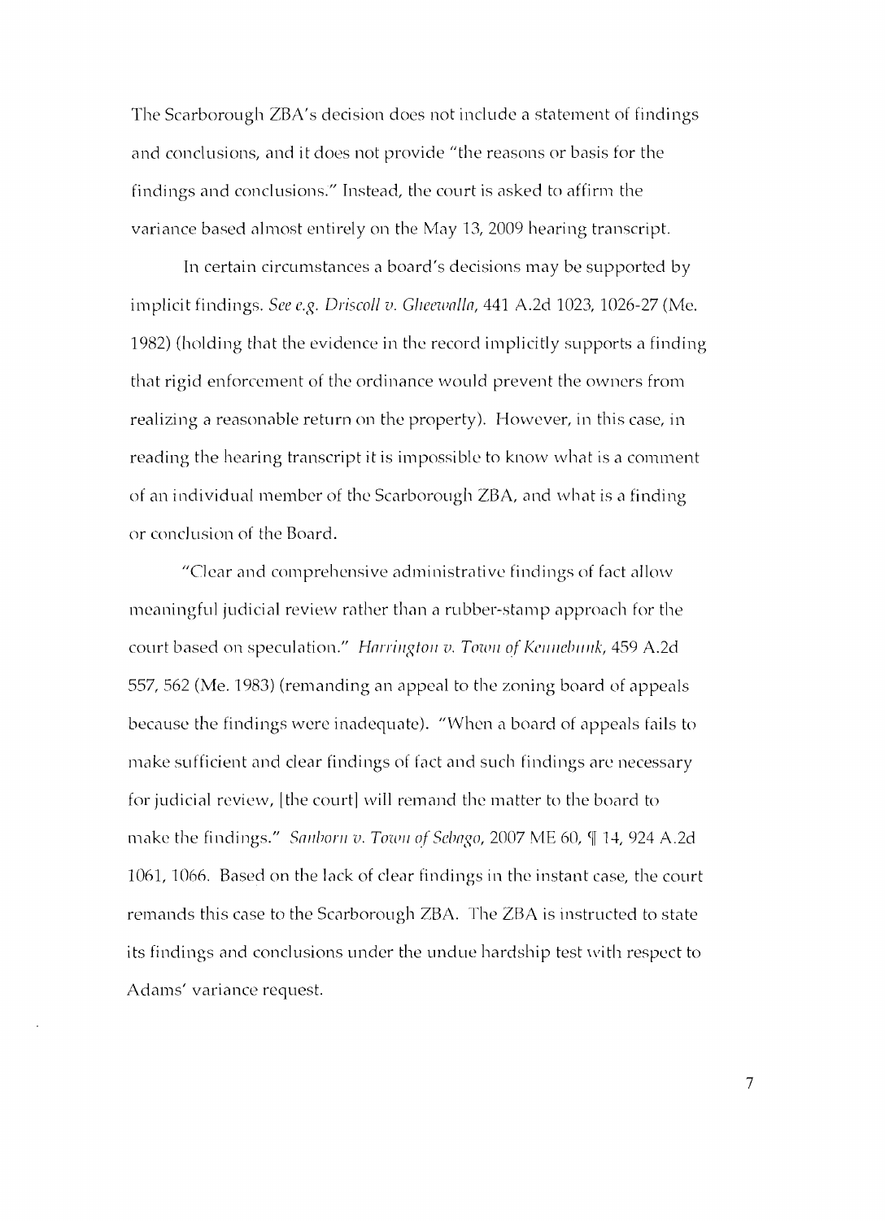The Scarborough ZBA's decision does not include a statement of findings and conclusions, and it does not provide "the reasons or basis for the findings and conclusions." Instead, the court is asked to affirm the variance based almost entirely on the May 13, 2009 hearing transcript.

In certain circumstances a board's decisions may be supported by implicit findings. *See e.g. Driscoll v. Gheewalla*, 441 A.2d 1023, 1026-27 (Me. 1982) (holding that the evidence in the record implicitly supports a finding that rigid enforcement of the ordinance would prevent the owners from realizing a reasonable return on the property). However, in this case, in reading the hearing transcript it is impossible to know what is a comment of an individual member of the Scarborough ZBA, and what is a finding or conclusion of the Board.

"Clear and comprehensive administrative findings of fact allow meaningful judicial review rather than a rubber-stamp approach for the court based on speculation." *Harrington v. Town of Kennebunk*, 459 A.2d 557, 562 (Me. 1983) (remanding an appeal to the zoning board of appeals because the findings were inadequate). "When a board of appeals fails to make sufficient and clear findings of fact and such findings are necessary for judicial review, [the court] will remand the matter to the board to make the findings." *Sanborn v. Town of Sebago*, 2007 ME 60, ¶ 14, 924 A.2d 1061, 1066. Based on the lack of clear findings in the instant case, the court remands this case to the Scarborough ZBA. The ZBA is instructed to state its findings and conclusions under the undue hardship test with respect to Adams' variance request.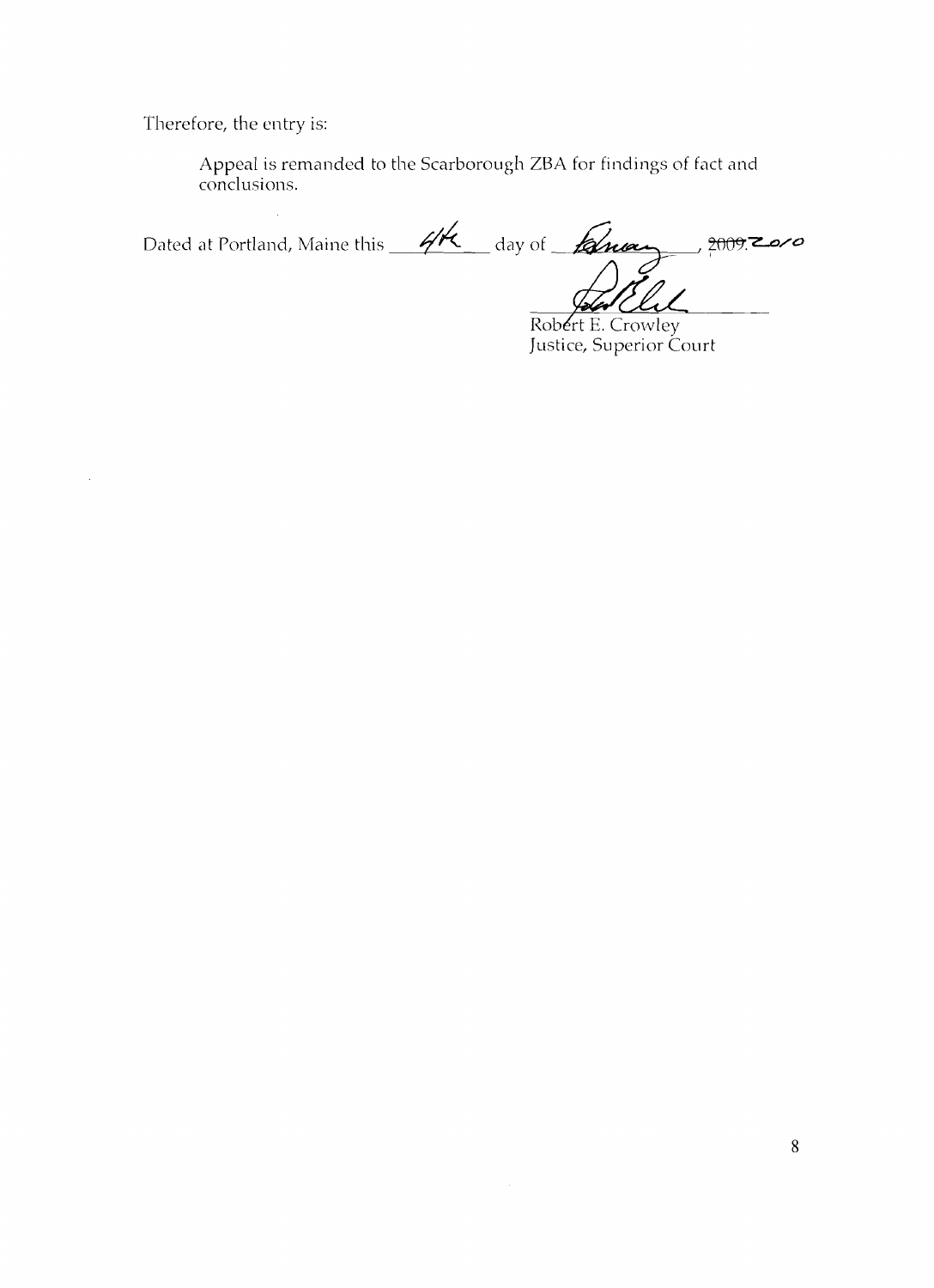Therefore, the entry is:

> Appeal is remanded to the Scarborough ZBA for findings of fact and conclusions.

Dated at Portland, Maine this 4th day of February, ~~2009~~ 2010

Robert E. Crowley
Justice, Superior Court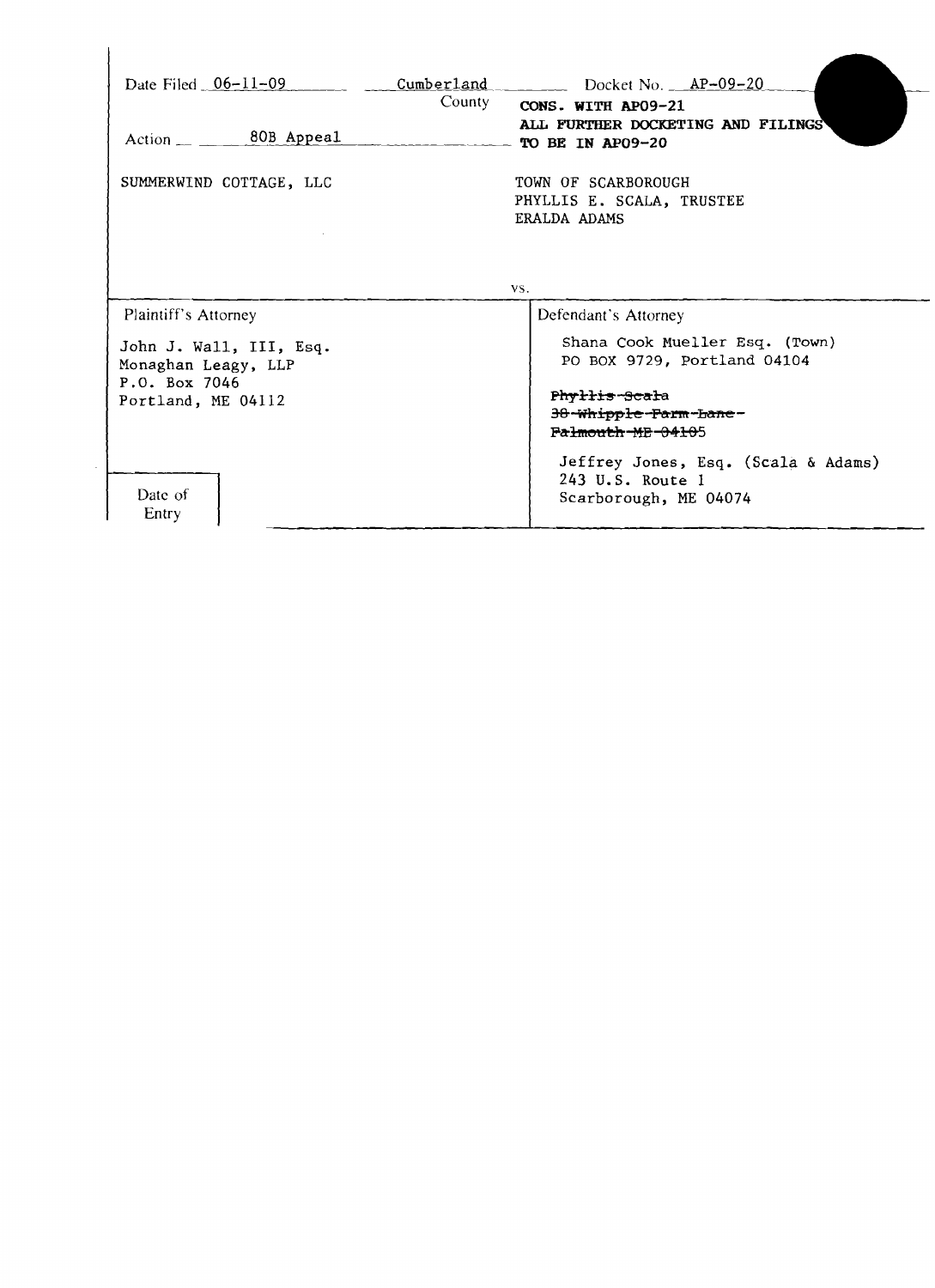Date Filed 06-11-09 | Cumberland County | Docket No. AP-09-20

CONS. WITH AP09-21
ALL FURTHER DOCKETING AND FILINGS TO BE IN AP09-20

Action 80B Appeal

SUMMERWIND COTTAGE, LLC

vs.

TOWN OF SCARBOROUGH
PHYLLIS E. SCALA, TRUSTEE
ERALDA ADAMS

| Plaintiff's Attorney | Defendant's Attorney |
| --- | --- |
| John J. Wall, III, Esq.<br>Monaghan Leagy, LLP<br>P.O. Box 7046<br>Portland, ME 04112 | Shana Cook Mueller Esq. (Town)<br>PO BOX 9729, Portland 04104<br><br>~~Phyllis Scala~~<br>~~38 Whipple Farm Lane~~<br>~~Falmouth ME 04105~~<br><br>Jeffrey Jones, Esq. (Scala & Adams)<br>243 U.S. Route 1<br>Scarborough, ME 04074 |

Date of Entry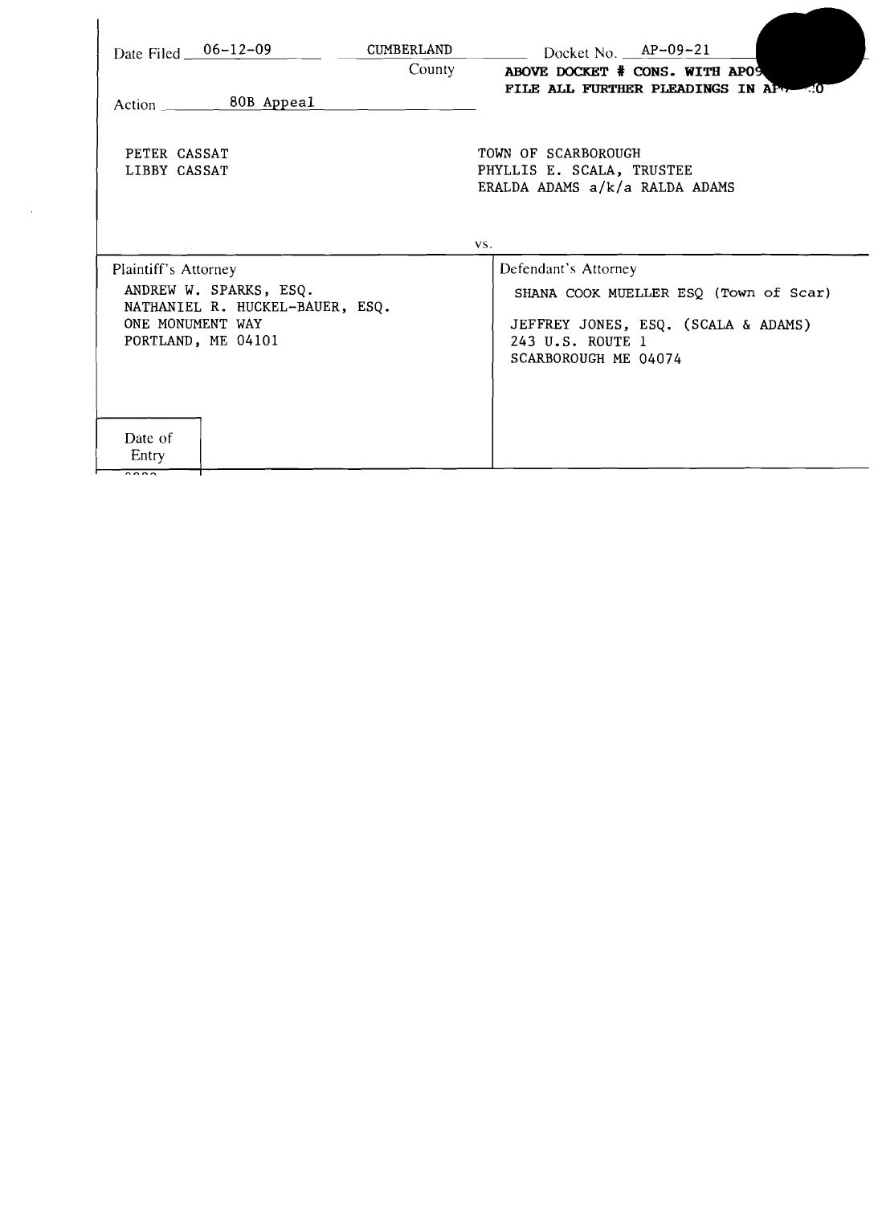Date Filed 06-12-09 CUMBERLAND County Docket No. AP-09-21

**ABOVE DOCKET # CONS. WITH AP09**
**FILE ALL FURTHER PLEADINGS IN AP 0**

Action 80B Appeal

| | | |
|---|---|---|
| PETER CASSAT<br>LIBBY CASSAT | vs. | TOWN OF SCARBOROUGH<br>PHYLLIS E. SCALA, TRUSTEE<br>ERALDA ADAMS a/k/a RALDA ADAMS |

| | |
|---|---|
| Plaintiff's Attorney<br>ANDREW W. SPARKS, ESQ.<br>NATHANIEL R. HUCKEL-BAUER, ESQ.<br>ONE MONUMENT WAY<br>PORTLAND, ME 04101 | Defendant's Attorney<br>SHANA COOK MUELLER ESQ (Town of Scar)<br>JEFFREY JONES, ESQ. (SCALA & ADAMS)<br>243 U.S. ROUTE 1<br>SCARBOROUGH ME 04074 |

Date of Entry